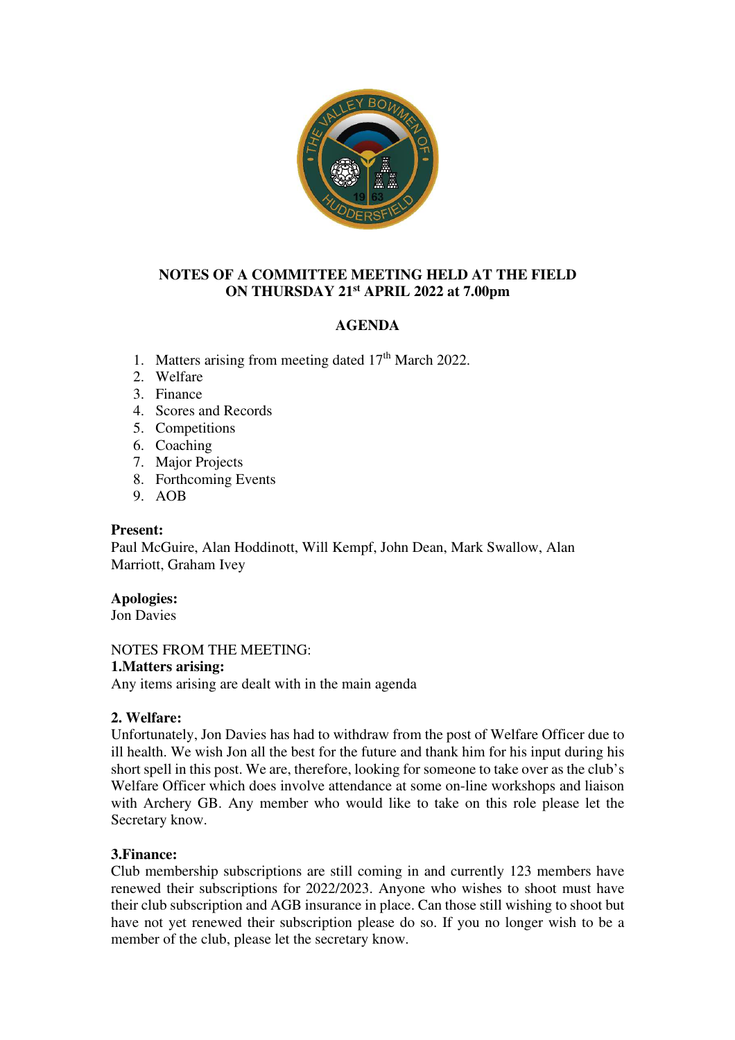**NOTES OF A COMMITTEE MEETING HELD AT THE FIELD**
**ON THURSDAY 21st APRIL 2022 at 7.00pm**

**AGENDA**

1. Matters arising from meeting dated 17th March 2022.
2. Welfare
3. Finance
4. Scores and Records
5. Competitions
6. Coaching
7. Major Projects
8. Forthcoming Events
9. AOB

**Present:**
Paul McGuire, Alan Hoddinott, Will Kempf, John Dean, Mark Swallow, Alan Marriott, Graham Ivey

**Apologies:**
Jon Davies

NOTES FROM THE MEETING:

**1.Matters arising:**
Any items arising are dealt with in the main agenda

**2. Welfare:**
Unfortunately, Jon Davies has had to withdraw from the post of Welfare Officer due to ill health. We wish Jon all the best for the future and thank him for his input during his short spell in this post. We are, therefore, looking for someone to take over as the club's Welfare Officer which does involve attendance at some on-line workshops and liaison with Archery GB. Any member who would like to take on this role please let the Secretary know.

**3.Finance:**
Club membership subscriptions are still coming in and currently 123 members have renewed their subscriptions for 2022/2023. Anyone who wishes to shoot must have their club subscription and AGB insurance in place. Can those still wishing to shoot but have not yet renewed their subscription please do so. If you no longer wish to be a member of the club, please let the secretary know.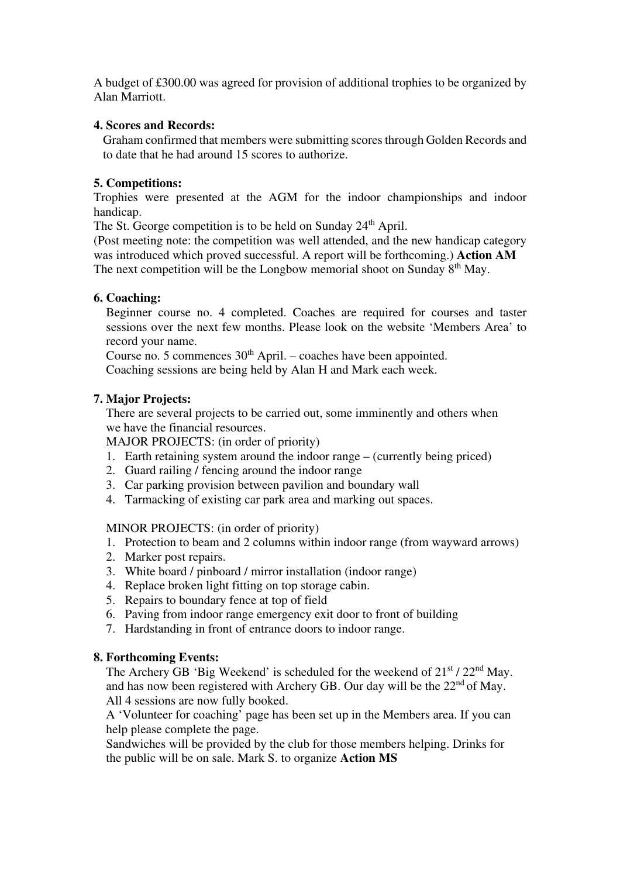A budget of £300.00 was agreed for provision of additional trophies to be organized by Alan Marriott.

**4. Scores and Records:**

Graham confirmed that members were submitting scores through Golden Records and to date that he had around 15 scores to authorize.

**5. Competitions:**

Trophies were presented at the AGM for the indoor championships and indoor handicap.

The St. George competition is to be held on Sunday 24th April.

(Post meeting note: the competition was well attended, and the new handicap category was introduced which proved successful. A report will be forthcoming.) **Action AM**

The next competition will be the Longbow memorial shoot on Sunday 8th May.

**6. Coaching:**

Beginner course no. 4 completed. Coaches are required for courses and taster sessions over the next few months. Please look on the website 'Members Area' to record your name.

Course no. 5 commences 30th April. – coaches have been appointed.

Coaching sessions are being held by Alan H and Mark each week.

**7. Major Projects:**

There are several projects to be carried out, some imminently and others when we have the financial resources.

MAJOR PROJECTS: (in order of priority)

1. Earth retaining system around the indoor range – (currently being priced)
2. Guard railing / fencing around the indoor range
3. Car parking provision between pavilion and boundary wall
4. Tarmacking of existing car park area and marking out spaces.

MINOR PROJECTS: (in order of priority)

1. Protection to beam and 2 columns within indoor range (from wayward arrows)
2. Marker post repairs.
3. White board / pinboard / mirror installation (indoor range)
4. Replace broken light fitting on top storage cabin.
5. Repairs to boundary fence at top of field
6. Paving from indoor range emergency exit door to front of building
7. Hardstanding in front of entrance doors to indoor range.

**8. Forthcoming Events:**

The Archery GB 'Big Weekend' is scheduled for the weekend of 21st / 22nd May. and has now been registered with Archery GB. Our day will be the 22nd of May. All 4 sessions are now fully booked.

A 'Volunteer for coaching' page has been set up in the Members area. If you can help please complete the page.

Sandwiches will be provided by the club for those members helping. Drinks for the public will be on sale. Mark S. to organize **Action MS**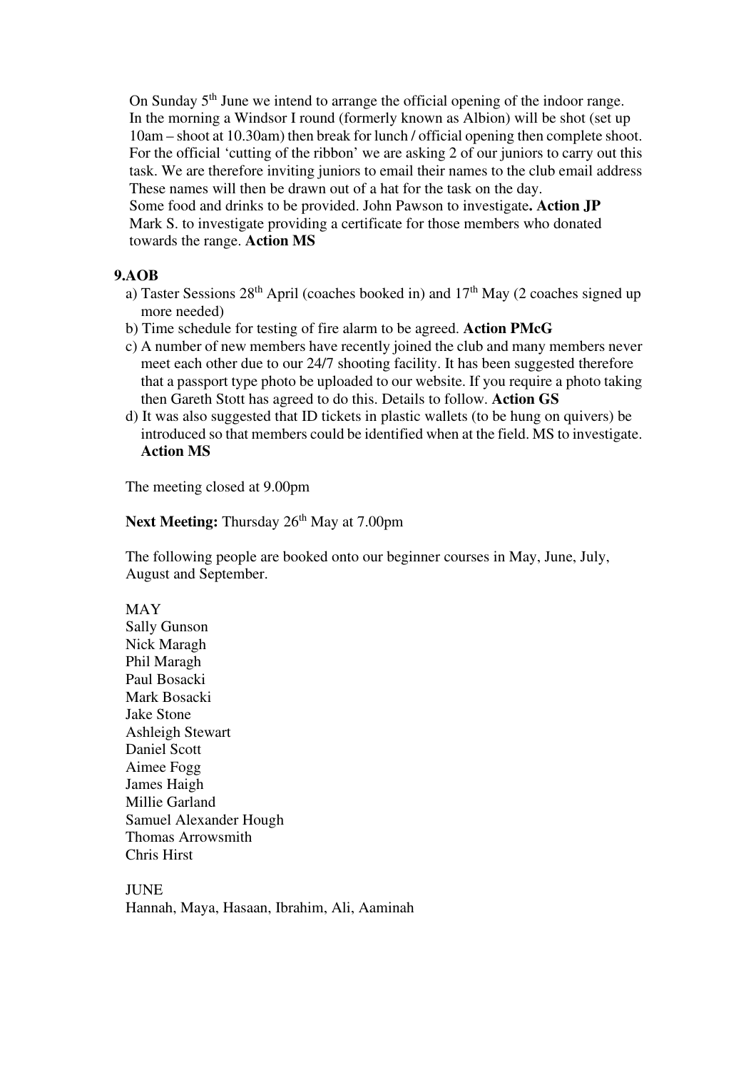On Sunday 5th June we intend to arrange the official opening of the indoor range. In the morning a Windsor I round (formerly known as Albion) will be shot (set up 10am – shoot at 10.30am) then break for lunch / official opening then complete shoot. For the official 'cutting of the ribbon' we are asking 2 of our juniors to carry out this task. We are therefore inviting juniors to email their names to the club email address These names will then be drawn out of a hat for the task on the day.
Some food and drinks to be provided. John Pawson to investigate**. Action JP**
Mark S. to investigate providing a certificate for those members who donated towards the range. **Action MS**

**9.AOB**

a) Taster Sessions 28th April (coaches booked in) and 17th May (2 coaches signed up more needed)
b) Time schedule for testing of fire alarm to be agreed. **Action PMcG**
c) A number of new members have recently joined the club and many members never meet each other due to our 24/7 shooting facility. It has been suggested therefore that a passport type photo be uploaded to our website. If you require a photo taking then Gareth Stott has agreed to do this. Details to follow. **Action GS**
d) It was also suggested that ID tickets in plastic wallets (to be hung on quivers) be introduced so that members could be identified when at the field. MS to investigate. **Action MS**

The meeting closed at 9.00pm

**Next Meeting:** Thursday 26th May at 7.00pm

The following people are booked onto our beginner courses in May, June, July, August and September.

MAY
Sally Gunson
Nick Maragh
Phil Maragh
Paul Bosacki
Mark Bosacki
Jake Stone
Ashleigh Stewart
Daniel Scott
Aimee Fogg
James Haigh
Millie Garland
Samuel Alexander Hough
Thomas Arrowsmith
Chris Hirst

JUNE
Hannah, Maya, Hasaan, Ibrahim, Ali, Aaminah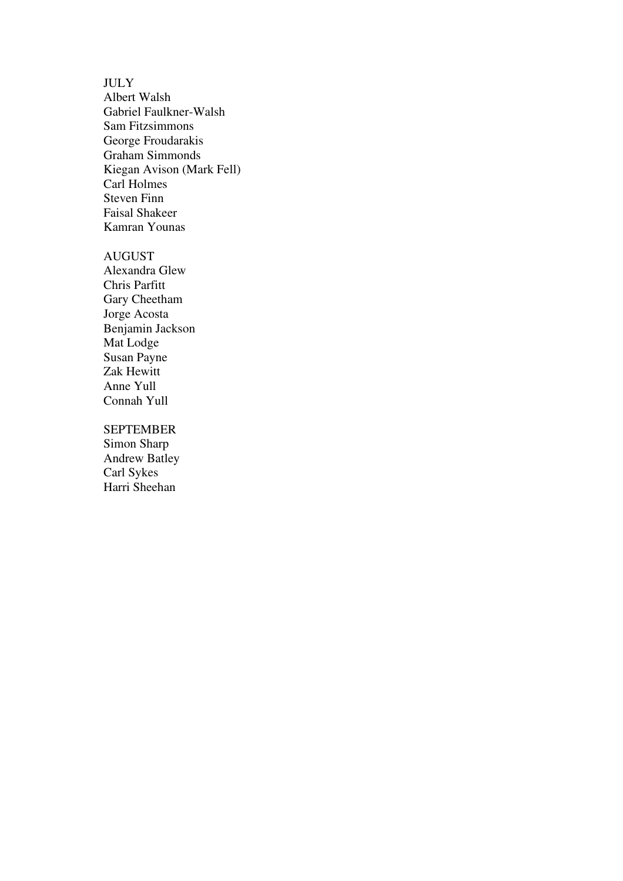JULY
Albert Walsh
Gabriel Faulkner-Walsh
Sam Fitzsimmons
George Froudarakis
Graham Simmonds
Kiegan Avison (Mark Fell)
Carl Holmes
Steven Finn
Faisal Shakeer
Kamran Younas

AUGUST
Alexandra Glew
Chris Parfitt
Gary Cheetham
Jorge Acosta
Benjamin Jackson
Mat Lodge
Susan Payne
Zak Hewitt
Anne Yull
Connah Yull

SEPTEMBER
Simon Sharp
Andrew Batley
Carl Sykes
Harri Sheehan